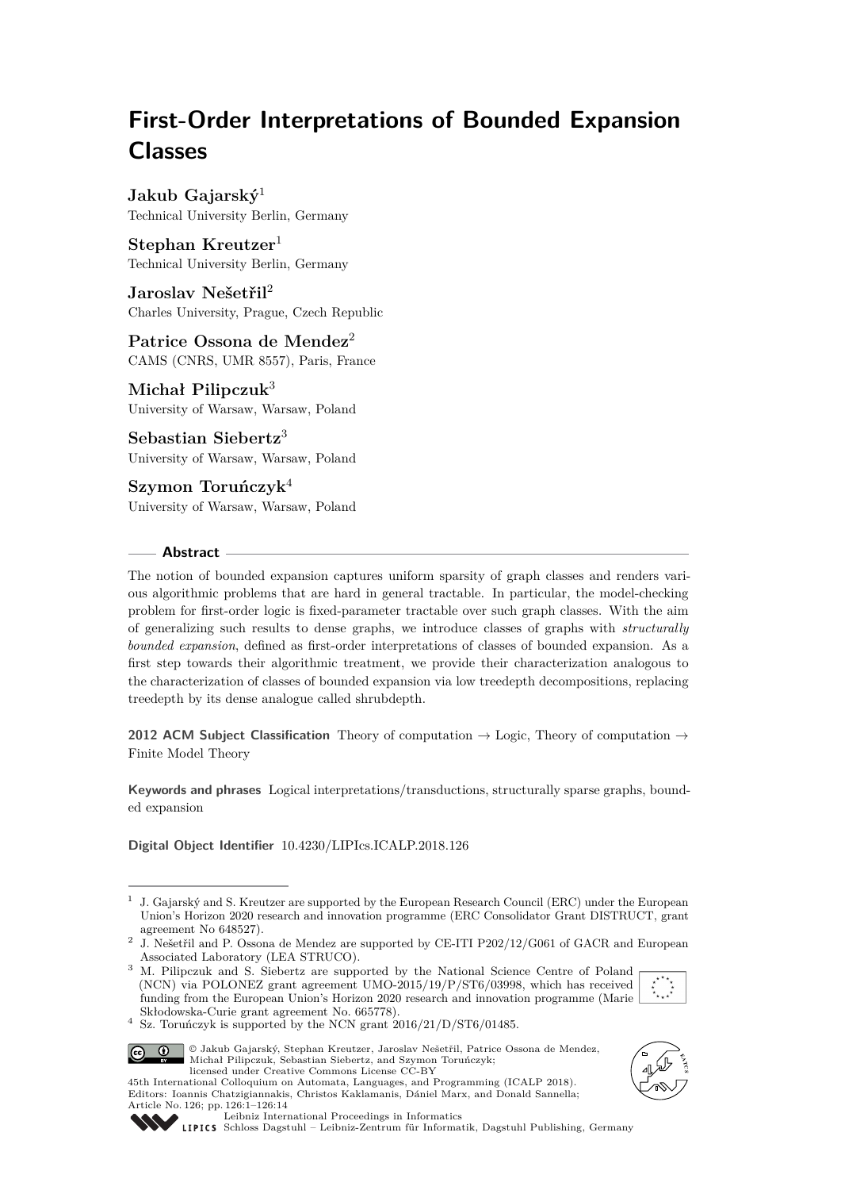# First-Order Interpretations of Bounded Expansion Classes

**Jakub Gajarský**[1]
Technical University Berlin, Germany

**Stephan Kreutzer**[1]
Technical University Berlin, Germany

**Jaroslav Nešetřil**[2]
Charles University, Prague, Czech Republic

**Patrice Ossona de Mendez**[2]
CAMS (CNRS, UMR 8557), Paris, France

**Michał Pilipczuk**[3]
University of Warsaw, Warsaw, Poland

**Sebastian Siebertz**[3]
University of Warsaw, Warsaw, Poland

**Szymon Toruńczyk**[4]
University of Warsaw, Warsaw, Poland

## Abstract

The notion of bounded expansion captures uniform sparsity of graph classes and renders various algorithmic problems that are hard in general tractable. In particular, the model-checking problem for first-order logic is fixed-parameter tractable over such graph classes. With the aim of generalizing such results to dense graphs, we introduce classes of graphs with *structurally bounded expansion*, defined as first-order interpretations of classes of bounded expansion. As a first step towards their algorithmic treatment, we provide their characterization analogous to the characterization of classes of bounded expansion via low treedepth decompositions, replacing treedepth by its dense analogue called shrubdepth.

**2012 ACM Subject Classification** Theory of computation → Logic, Theory of computation → Finite Model Theory

**Keywords and phrases** Logical interpretations/transductions, structurally sparse graphs, bounded expansion

**Digital Object Identifier** 10.4230/LIPIcs.ICALP.2018.126

---

[1] J. Gajarský and S. Kreutzer are supported by the European Research Council (ERC) under the European Union's Horizon 2020 research and innovation programme (ERC Consolidator Grant DISTRUCT, grant agreement No 648527).

[2] J. Nešetřil and P. Ossona de Mendez are supported by CE-ITI P202/12/G061 of GACR and European Associated Laboratory (LEA STRUCO).

[3] M. Pilipczuk and S. Siebertz are supported by the National Science Centre of Poland (NCN) via POLONEZ grant agreement UMO-2015/19/P/ST6/03998, which has received funding from the European Union's Horizon 2020 research and innovation programme (Marie Skłodowska-Curie grant agreement No. 665778).

[4] Sz. Toruńczyk is supported by the NCN grant 2016/21/D/ST6/01485.

© Jakub Gajarský, Stephan Kreutzer, Jaroslav Nešetřil, Patrice Ossona de Mendez, Michał Pilipczuk, Sebastian Siebertz, and Szymon Toruńczyk; licensed under Creative Commons License CC-BY

45th International Colloquium on Automata, Languages, and Programming (ICALP 2018).
Editors: Ioannis Chatzigiannakis, Christos Kaklamanis, Dániel Marx, and Donald Sannella; Article No. 126; pp. 126:1–126:14

Leibniz International Proceedings in Informatics
Schloss Dagstuhl – Leibniz-Zentrum für Informatik, Dagstuhl Publishing, Germany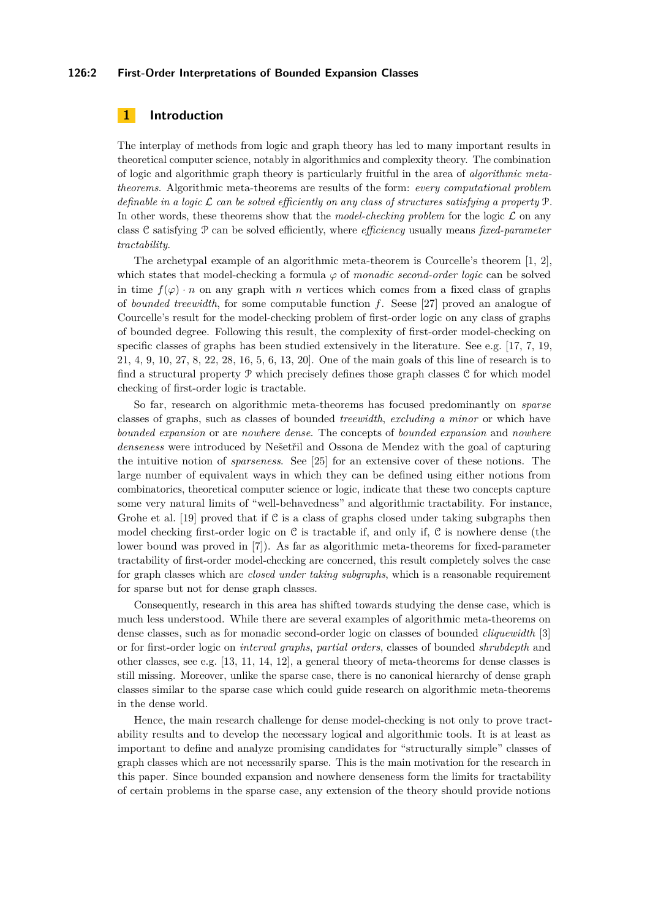## 1 Introduction

The interplay of methods from logic and graph theory has led to many important results in theoretical computer science, notably in algorithmics and complexity theory. The combination of logic and algorithmic graph theory is particularly fruitful in the area of *algorithmic meta-theorems*. Algorithmic meta-theorems are results of the form: *every computational problem definable in a logic $\mathcal{L}$ can be solved efficiently on any class of structures satisfying a property $\mathcal{P}$.* In other words, these theorems show that the *model-checking problem* for the logic $\mathcal{L}$ on any class $\mathcal{C}$ satisfying $\mathcal{P}$ can be solved efficiently, where *efficiency* usually means *fixed-parameter tractability*.

The archetypal example of an algorithmic meta-theorem is Courcelle's theorem [1, 2], which states that model-checking a formula $\varphi$ of *monadic second-order logic* can be solved in time $f(\varphi) \cdot n$ on any graph with $n$ vertices which comes from a fixed class of graphs of *bounded treewidth*, for some computable function $f$. Seese [27] proved an analogue of Courcelle's result for the model-checking problem of first-order logic on any class of graphs of bounded degree. Following this result, the complexity of first-order model-checking on specific classes of graphs has been studied extensively in the literature. See e.g. [17, 7, 19, 21, 4, 9, 10, 27, 8, 22, 28, 16, 5, 6, 13, 20]. One of the main goals of this line of research is to find a structural property $\mathcal{P}$ which precisely defines those graph classes $\mathcal{C}$ for which model checking of first-order logic is tractable.

So far, research on algorithmic meta-theorems has focused predominantly on *sparse* classes of graphs, such as classes of bounded *treewidth*, *excluding a minor* or which have *bounded expansion* or are *nowhere dense*. The concepts of *bounded expansion* and *nowhere denseness* were introduced by Nešetřil and Ossona de Mendez with the goal of capturing the intuitive notion of *sparseness*. See [25] for an extensive cover of these notions. The large number of equivalent ways in which they can be defined using either notions from combinatorics, theoretical computer science or logic, indicate that these two concepts capture some very natural limits of "well-behavedness" and algorithmic tractability. For instance, Grohe et al. [19] proved that if $\mathcal{C}$ is a class of graphs closed under taking subgraphs then model checking first-order logic on $\mathcal{C}$ is tractable if, and only if, $\mathcal{C}$ is nowhere dense (the lower bound was proved in [7]). As far as algorithmic meta-theorems for fixed-parameter tractability of first-order model-checking are concerned, this result completely solves the case for graph classes which are *closed under taking subgraphs*, which is a reasonable requirement for sparse but not for dense graph classes.

Consequently, research in this area has shifted towards studying the dense case, which is much less understood. While there are several examples of algorithmic meta-theorems on dense classes, such as for monadic second-order logic on classes of bounded *cliquewidth* [3] or for first-order logic on *interval graphs*, *partial orders*, classes of bounded *shrubdepth* and other classes, see e.g. [13, 11, 14, 12], a general theory of meta-theorems for dense classes is still missing. Moreover, unlike the sparse case, there is no canonical hierarchy of dense graph classes similar to the sparse case which could guide research on algorithmic meta-theorems in the dense world.

Hence, the main research challenge for dense model-checking is not only to prove tractability results and to develop the necessary logical and algorithmic tools. It is at least as important to define and analyze promising candidates for "structurally simple" classes of graph classes which are not necessarily sparse. This is the main motivation for the research in this paper. Since bounded expansion and nowhere denseness form the limits for tractability of certain problems in the sparse case, any extension of the theory should provide notions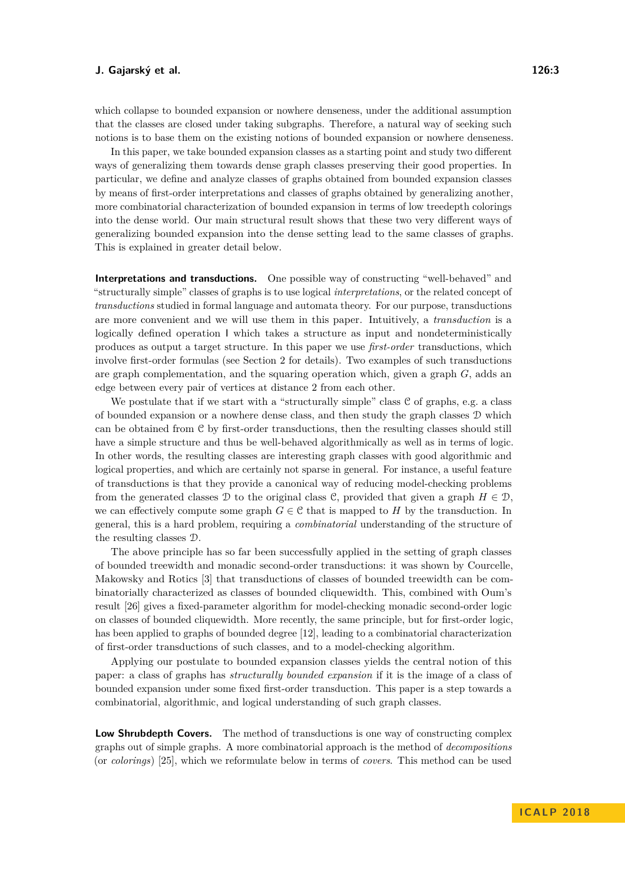which collapse to bounded expansion or nowhere denseness, under the additional assumption that the classes are closed under taking subgraphs. Therefore, a natural way of seeking such notions is to base them on the existing notions of bounded expansion or nowhere denseness.

In this paper, we take bounded expansion classes as a starting point and study two different ways of generalizing them towards dense graph classes preserving their good properties. In particular, we define and analyze classes of graphs obtained from bounded expansion classes by means of first-order interpretations and classes of graphs obtained by generalizing another, more combinatorial characterization of bounded expansion in terms of low treedepth colorings into the dense world. Our main structural result shows that these two very different ways of generalizing bounded expansion into the dense setting lead to the same classes of graphs. This is explained in greater detail below.

**Interpretations and transductions.** One possible way of constructing "well-behaved" and "structurally simple" classes of graphs is to use logical *interpretations*, or the related concept of *transductions* studied in formal language and automata theory. For our purpose, transductions are more convenient and we will use them in this paper. Intuitively, a *transduction* is a logically defined operation $\mathsf{I}$ which takes a structure as input and nondeterministically produces as output a target structure. In this paper we use *first-order* transductions, which involve first-order formulas (see Section 2 for details). Two examples of such transductions are graph complementation, and the squaring operation which, given a graph $G$, adds an edge between every pair of vertices at distance 2 from each other.

We postulate that if we start with a "structurally simple" class $\mathcal{C}$ of graphs, e.g. a class of bounded expansion or a nowhere dense class, and then study the graph classes $\mathcal{D}$ which can be obtained from $\mathcal{C}$ by first-order transductions, then the resulting classes should still have a simple structure and thus be well-behaved algorithmically as well as in terms of logic. In other words, the resulting classes are interesting graph classes with good algorithmic and logical properties, and which are certainly not sparse in general. For instance, a useful feature of transductions is that they provide a canonical way of reducing model-checking problems from the generated classes $\mathcal{D}$ to the original class $\mathcal{C}$, provided that given a graph $H \in \mathcal{D}$, we can effectively compute some graph $G \in \mathcal{C}$ that is mapped to $H$ by the transduction. In general, this is a hard problem, requiring a *combinatorial* understanding of the structure of the resulting classes $\mathcal{D}$.

The above principle has so far been successfully applied in the setting of graph classes of bounded treewidth and monadic second-order transductions: it was shown by Courcelle, Makowsky and Rotics [3] that transductions of classes of bounded treewidth can be combinatorially characterized as classes of bounded cliquewidth. This, combined with Oum's result [26] gives a fixed-parameter algorithm for model-checking monadic second-order logic on classes of bounded cliquewidth. More recently, the same principle, but for first-order logic, has been applied to graphs of bounded degree [12], leading to a combinatorial characterization of first-order transductions of such classes, and to a model-checking algorithm.

Applying our postulate to bounded expansion classes yields the central notion of this paper: a class of graphs has *structurally bounded expansion* if it is the image of a class of bounded expansion under some fixed first-order transduction. This paper is a step towards a combinatorial, algorithmic, and logical understanding of such graph classes.

**Low Shrubdepth Covers.** The method of transductions is one way of constructing complex graphs out of simple graphs. A more combinatorial approach is the method of *decompositions* (or *colorings*) [25], which we reformulate below in terms of *covers*. This method can be used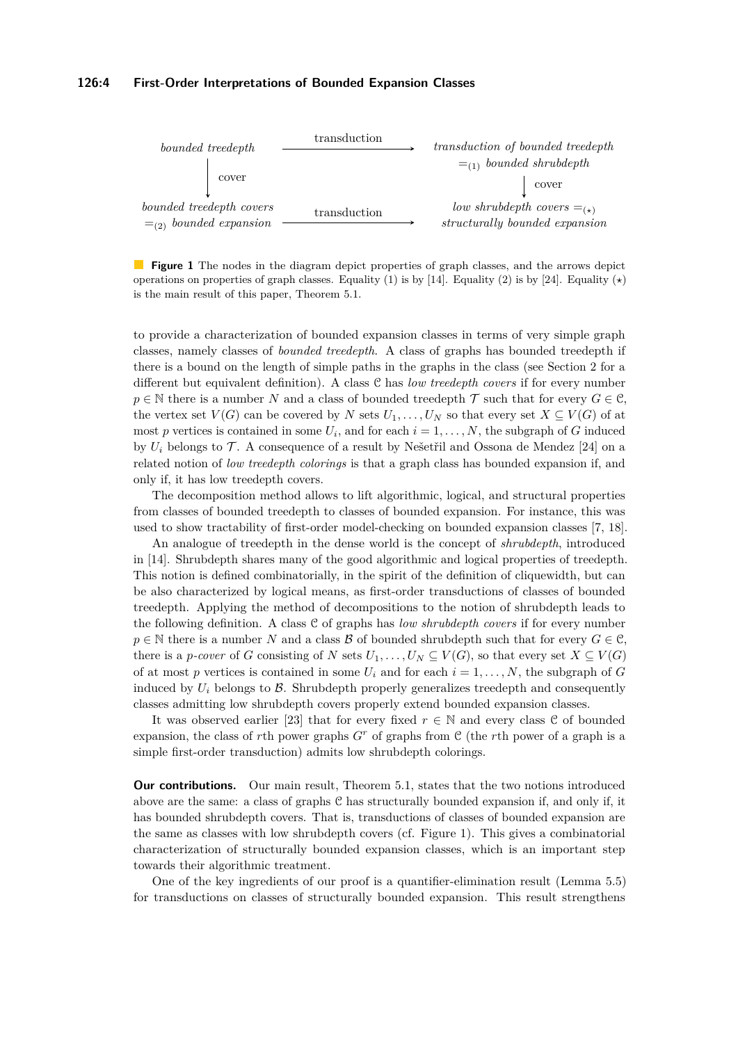| *bounded treedepth* | transduction → | *transduction of bounded treedepth* $=_{(1)}$ *bounded shrubdepth* |
|---|---|---|
| ↓ cover | | ↓ cover |
| *bounded treedepth covers* $=_{(2)}$ *bounded expansion* | transduction → | *low shrubdepth covers* $=_{(\star)}$ *structurally bounded expansion* |

**Figure 1** The nodes in the diagram depict properties of graph classes, and the arrows depict operations on properties of graph classes. Equality (1) is by [14]. Equality (2) is by [24]. Equality $(\star)$ is the main result of this paper, Theorem 5.1.

to provide a characterization of bounded expansion classes in terms of very simple graph classes, namely classes of *bounded treedepth*. A class of graphs has bounded treedepth if there is a bound on the length of simple paths in the graphs in the class (see Section 2 for a different but equivalent definition). A class $\mathcal{C}$ has *low treedepth covers* if for every number $p \in \mathbb{N}$ there is a number $N$ and a class of bounded treedepth $\mathcal{T}$ such that for every $G \in \mathcal{C}$, the vertex set $V(G)$ can be covered by $N$ sets $U_1, \ldots, U_N$ so that every set $X \subseteq V(G)$ of at most $p$ vertices is contained in some $U_i$, and for each $i = 1, \ldots, N$, the subgraph of $G$ induced by $U_i$ belongs to $\mathcal{T}$. A consequence of a result by Nešetřil and Ossona de Mendez [24] on a related notion of *low treedepth colorings* is that a graph class has bounded expansion if, and only if, it has low treedepth covers.

The decomposition method allows to lift algorithmic, logical, and structural properties from classes of bounded treedepth to classes of bounded expansion. For instance, this was used to show tractability of first-order model-checking on bounded expansion classes [7, 18].

An analogue of treedepth in the dense world is the concept of *shrubdepth*, introduced in [14]. Shrubdepth shares many of the good algorithmic and logical properties of treedepth. This notion is defined combinatorially, in the spirit of the definition of cliquewidth, but can be also characterized by logical means, as first-order transductions of classes of bounded treedepth. Applying the method of decompositions to the notion of shrubdepth leads to the following definition. A class $\mathcal{C}$ of graphs has *low shrubdepth covers* if for every number $p \in \mathbb{N}$ there is a number $N$ and a class $\mathcal{B}$ of bounded shrubdepth such that for every $G \in \mathcal{C}$, there is a *p-cover* of $G$ consisting of $N$ sets $U_1, \ldots, U_N \subseteq V(G)$, so that every set $X \subseteq V(G)$ of at most $p$ vertices is contained in some $U_i$ and for each $i = 1, \ldots, N$, the subgraph of $G$ induced by $U_i$ belongs to $\mathcal{B}$. Shrubdepth properly generalizes treedepth and consequently classes admitting low shrubdepth covers properly extend bounded expansion classes.

It was observed earlier [23] that for every fixed $r \in \mathbb{N}$ and every class $\mathcal{C}$ of bounded expansion, the class of $r$th power graphs $G^r$ of graphs from $\mathcal{C}$ (the $r$th power of a graph is a simple first-order transduction) admits low shrubdepth colorings.

**Our contributions.** Our main result, Theorem 5.1, states that the two notions introduced above are the same: a class of graphs $\mathcal{C}$ has structurally bounded expansion if, and only if, it has bounded shrubdepth covers. That is, transductions of classes of bounded expansion are the same as classes with low shrubdepth covers (cf. Figure 1). This gives a combinatorial characterization of structurally bounded expansion classes, which is an important step towards their algorithmic treatment.

One of the key ingredients of our proof is a quantifier-elimination result (Lemma 5.5) for transductions on classes of structurally bounded expansion. This result strengthens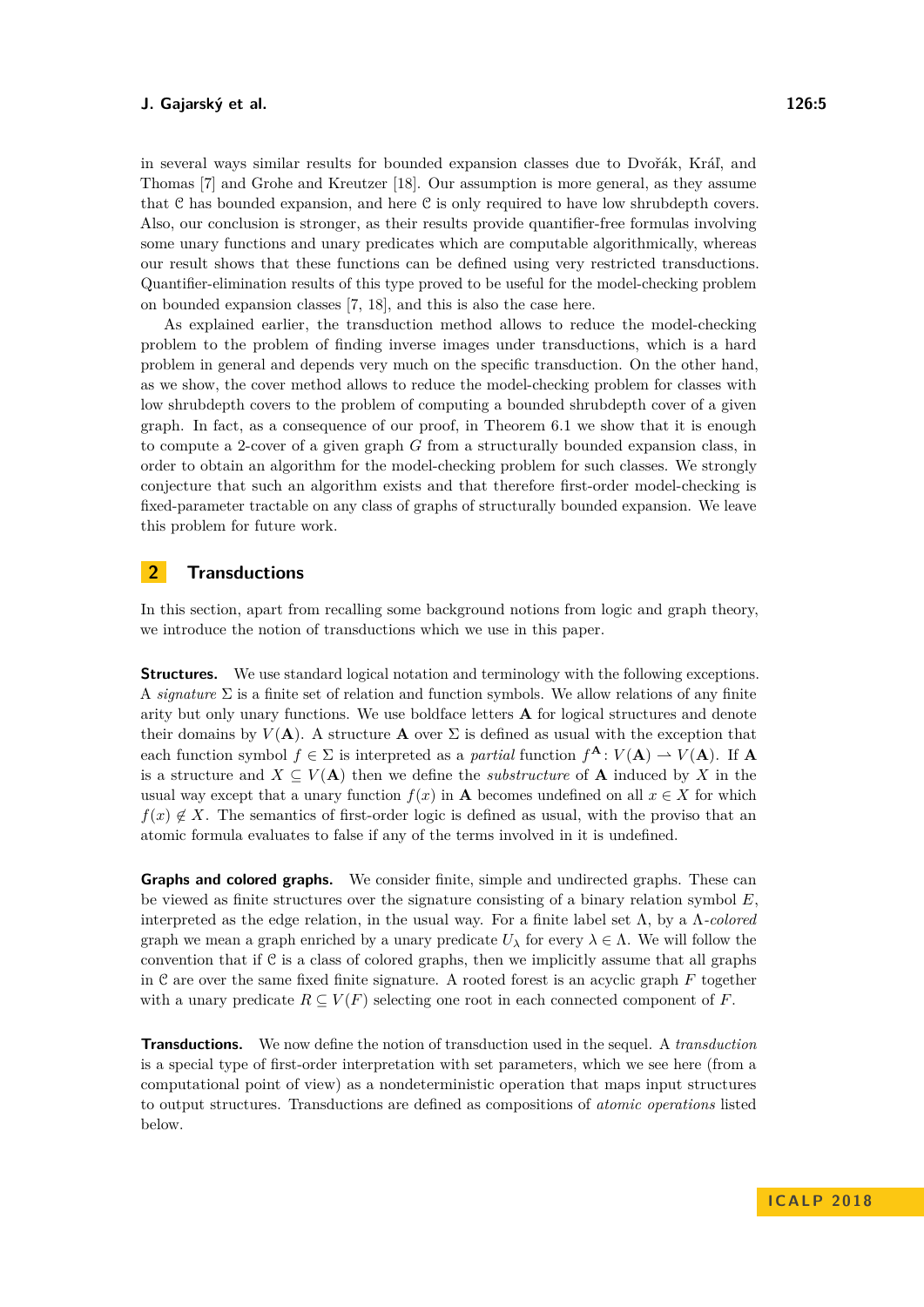in several ways similar results for bounded expansion classes due to Dvořák, Kráľ, and Thomas [7] and Grohe and Kreutzer [18]. Our assumption is more general, as they assume that $\mathcal{C}$ has bounded expansion, and here $\mathcal{C}$ is only required to have low shrubdepth covers. Also, our conclusion is stronger, as their results provide quantifier-free formulas involving some unary functions and unary predicates which are computable algorithmically, whereas our result shows that these functions can be defined using very restricted transductions. Quantifier-elimination results of this type proved to be useful for the model-checking problem on bounded expansion classes [7, 18], and this is also the case here.

As explained earlier, the transduction method allows to reduce the model-checking problem to the problem of finding inverse images under transductions, which is a hard problem in general and depends very much on the specific transduction. On the other hand, as we show, the cover method allows to reduce the model-checking problem for classes with low shrubdepth covers to the problem of computing a bounded shrubdepth cover of a given graph. In fact, as a consequence of our proof, in Theorem 6.1 we show that it is enough to compute a 2-cover of a given graph $G$ from a structurally bounded expansion class, in order to obtain an algorithm for the model-checking problem for such classes. We strongly conjecture that such an algorithm exists and that therefore first-order model-checking is fixed-parameter tractable on any class of graphs of structurally bounded expansion. We leave this problem for future work.

## 2 Transductions

In this section, apart from recalling some background notions from logic and graph theory, we introduce the notion of transductions which we use in this paper.

**Structures.** We use standard logical notation and terminology with the following exceptions. A *signature* $\Sigma$ is a finite set of relation and function symbols. We allow relations of any finite arity but only unary functions. We use boldface letters $\mathbf{A}$ for logical structures and denote their domains by $V(\mathbf{A})$. A structure $\mathbf{A}$ over $\Sigma$ is defined as usual with the exception that each function symbol $f \in \Sigma$ is interpreted as a *partial* function $f^{\mathbf{A}} \colon V(\mathbf{A}) \rightharpoonup V(\mathbf{A})$. If $\mathbf{A}$ is a structure and $X \subseteq V(\mathbf{A})$ then we define the *substructure* of $\mathbf{A}$ induced by $X$ in the usual way except that a unary function $f(x)$ in $\mathbf{A}$ becomes undefined on all $x \in X$ for which $f(x) \notin X$. The semantics of first-order logic is defined as usual, with the proviso that an atomic formula evaluates to false if any of the terms involved in it is undefined.

**Graphs and colored graphs.** We consider finite, simple and undirected graphs. These can be viewed as finite structures over the signature consisting of a binary relation symbol $E$, interpreted as the edge relation, in the usual way. For a finite label set $\Lambda$, by a $\Lambda$*-colored* graph we mean a graph enriched by a unary predicate $U_\lambda$ for every $\lambda \in \Lambda$. We will follow the convention that if $\mathcal{C}$ is a class of colored graphs, then we implicitly assume that all graphs in $\mathcal{C}$ are over the same fixed finite signature. A rooted forest is an acyclic graph $F$ together with a unary predicate $R \subseteq V(F)$ selecting one root in each connected component of $F$.

**Transductions.** We now define the notion of transduction used in the sequel. A *transduction* is a special type of first-order interpretation with set parameters, which we see here (from a computational point of view) as a nondeterministic operation that maps input structures to output structures. Transductions are defined as compositions of *atomic operations* listed below.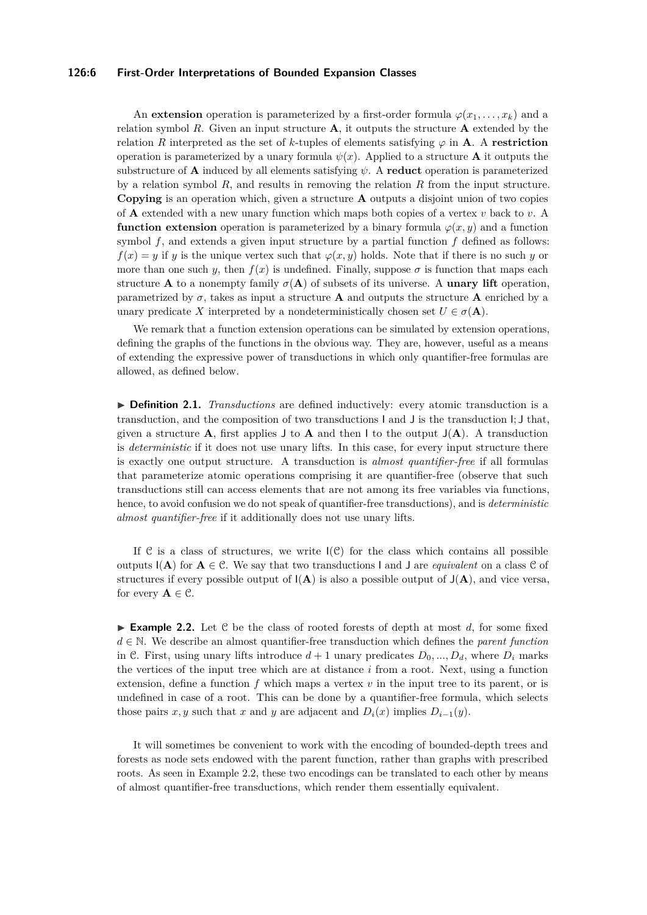An **extension** operation is parameterized by a first-order formula $\varphi(x_1, \ldots, x_k)$ and a relation symbol $R$. Given an input structure $\mathbf{A}$, it outputs the structure $\mathbf{A}$ extended by the relation $R$ interpreted as the set of $k$-tuples of elements satisfying $\varphi$ in $\mathbf{A}$. A **restriction** operation is parameterized by a unary formula $\psi(x)$. Applied to a structure $\mathbf{A}$ it outputs the substructure of $\mathbf{A}$ induced by all elements satisfying $\psi$. A **reduct** operation is parameterized by a relation symbol $R$, and results in removing the relation $R$ from the input structure. **Copying** is an operation which, given a structure $\mathbf{A}$ outputs a disjoint union of two copies of $\mathbf{A}$ extended with a new unary function which maps both copies of a vertex $v$ back to $v$. A **function extension** operation is parameterized by a binary formula $\varphi(x, y)$ and a function symbol $f$, and extends a given input structure by a partial function $f$ defined as follows: $f(x) = y$ if $y$ is the unique vertex such that $\varphi(x, y)$ holds. Note that if there is no such $y$ or more than one such $y$, then $f(x)$ is undefined. Finally, suppose $\sigma$ is function that maps each structure $\mathbf{A}$ to a nonempty family $\sigma(\mathbf{A})$ of subsets of its universe. A **unary lift** operation, parametrized by $\sigma$, takes as input a structure $\mathbf{A}$ and outputs the structure $\mathbf{A}$ enriched by a unary predicate $X$ interpreted by a nondeterministically chosen set $U \in \sigma(\mathbf{A})$.

We remark that a function extension operations can be simulated by extension operations, defining the graphs of the functions in the obvious way. They are, however, useful as a means of extending the expressive power of transductions in which only quantifier-free formulas are allowed, as defined below.

▶ **Definition 2.1.** *Transductions* are defined inductively: every atomic transduction is a transduction, and the composition of two transductions $\mathsf{I}$ and $\mathsf{J}$ is the transduction $\mathsf{I}; \mathsf{J}$ that, given a structure $\mathbf{A}$, first applies $\mathsf{J}$ to $\mathbf{A}$ and then $\mathsf{I}$ to the output $\mathsf{J}(\mathbf{A})$. A transduction is *deterministic* if it does not use unary lifts. In this case, for every input structure there is exactly one output structure. A transduction is *almost quantifier-free* if all formulas that parameterize atomic operations comprising it are quantifier-free (observe that such transductions still can access elements that are not among its free variables via functions, hence, to avoid confusion we do not speak of quantifier-free transductions), and is *deterministic almost quantifier-free* if it additionally does not use unary lifts.

If $\mathcal{C}$ is a class of structures, we write $\mathsf{I}(\mathcal{C})$ for the class which contains all possible outputs $\mathsf{I}(\mathbf{A})$ for $\mathbf{A} \in \mathcal{C}$. We say that two transductions $\mathsf{I}$ and $\mathsf{J}$ are *equivalent* on a class $\mathcal{C}$ of structures if every possible output of $\mathsf{I}(\mathbf{A})$ is also a possible output of $\mathsf{J}(\mathbf{A})$, and vice versa, for every $\mathbf{A} \in \mathcal{C}$.

▶ **Example 2.2.** Let $\mathcal{C}$ be the class of rooted forests of depth at most $d$, for some fixed $d \in \mathbb{N}$. We describe an almost quantifier-free transduction which defines the *parent function* in $\mathcal{C}$. First, using unary lifts introduce $d+1$ unary predicates $D_0, ..., D_d$, where $D_i$ marks the vertices of the input tree which are at distance $i$ from a root. Next, using a function extension, define a function $f$ which maps a vertex $v$ in the input tree to its parent, or is undefined in case of a root. This can be done by a quantifier-free formula, which selects those pairs $x, y$ such that $x$ and $y$ are adjacent and $D_i(x)$ implies $D_{i-1}(y)$.

It will sometimes be convenient to work with the encoding of bounded-depth trees and forests as node sets endowed with the parent function, rather than graphs with prescribed roots. As seen in Example 2.2, these two encodings can be translated to each other by means of almost quantifier-free transductions, which render them essentially equivalent.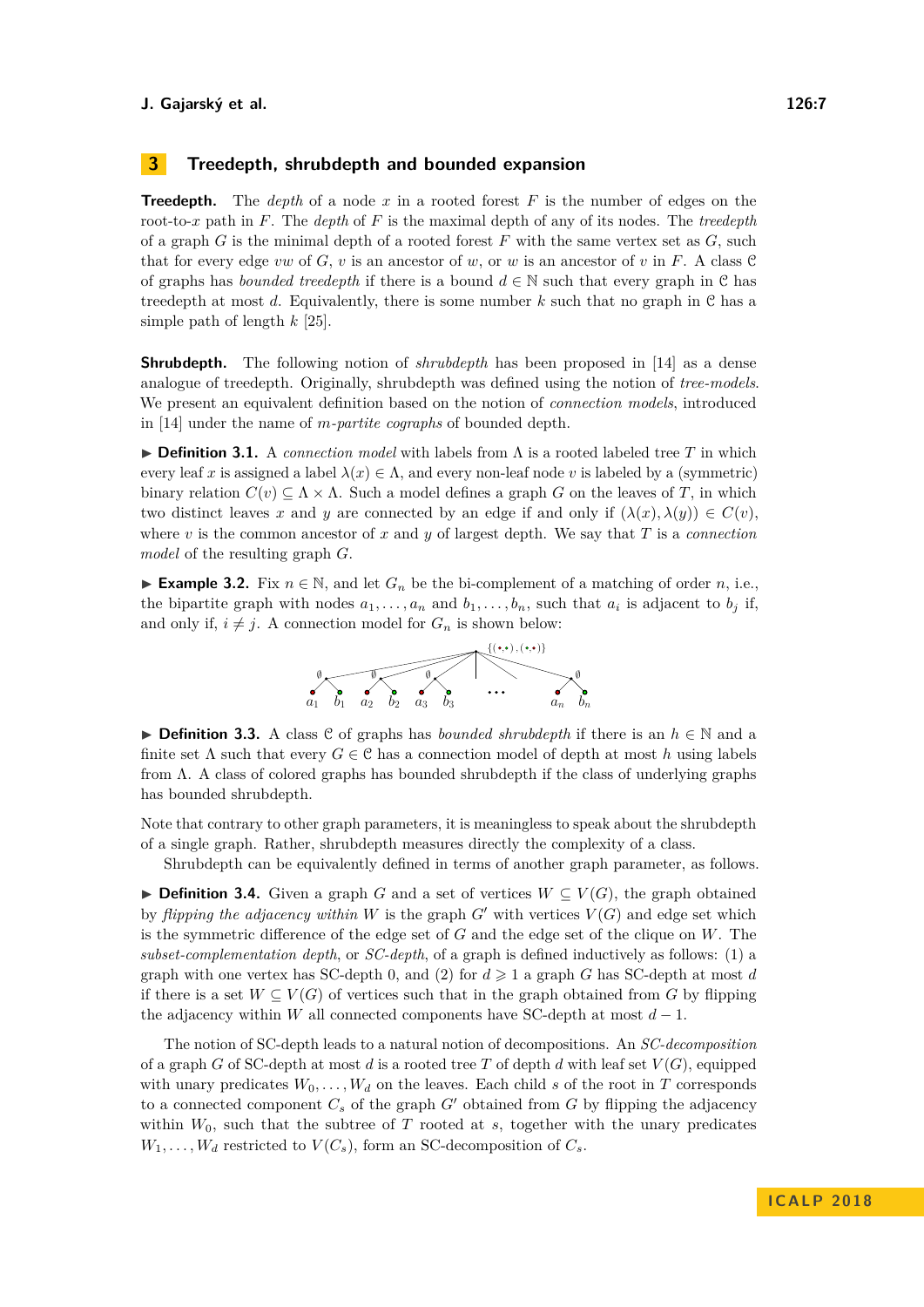# 3 Treedepth, shrubdepth and bounded expansion

**Treedepth.** The *depth* of a node $x$ in a rooted forest $F$ is the number of edges on the root-to-$x$ path in $F$. The *depth* of $F$ is the maximal depth of any of its nodes. The *treedepth* of a graph $G$ is the minimal depth of a rooted forest $F$ with the same vertex set as $G$, such that for every edge $vw$ of $G$, $v$ is an ancestor of $w$, or $w$ is an ancestor of $v$ in $F$. A class $\mathcal{C}$ of graphs has *bounded treedepth* if there is a bound $d \in \mathbb{N}$ such that every graph in $\mathcal{C}$ has treedepth at most $d$. Equivalently, there is some number $k$ such that no graph in $\mathcal{C}$ has a simple path of length $k$ [25].

**Shrubdepth.** The following notion of *shrubdepth* has been proposed in [14] as a dense analogue of treedepth. Originally, shrubdepth was defined using the notion of *tree-models*. We present an equivalent definition based on the notion of *connection models*, introduced in [14] under the name of *m-partite cographs* of bounded depth.

▶ **Definition 3.1.** A *connection model* with labels from $\Lambda$ is a rooted labeled tree $T$ in which every leaf $x$ is assigned a label $\lambda(x) \in \Lambda$, and every non-leaf node $v$ is labeled by a (symmetric) binary relation $C(v) \subseteq \Lambda \times \Lambda$. Such a model defines a graph $G$ on the leaves of $T$, in which two distinct leaves $x$ and $y$ are connected by an edge if and only if $(\lambda(x), \lambda(y)) \in C(v)$, where $v$ is the common ancestor of $x$ and $y$ of largest depth. We say that $T$ is a *connection model* of the resulting graph $G$.

▶ **Example 3.2.** Fix $n \in \mathbb{N}$, and let $G_n$ be the bi-complement of a matching of order $n$, i.e., the bipartite graph with nodes $a_1, \ldots, a_n$ and $b_1, \ldots, b_n$, such that $a_i$ is adjacent to $b_j$ if, and only if, $i \neq j$. A connection model for $G_n$ is shown below:

$\{(\bullet,\bullet),(\bullet,\bullet)\}$

$\emptyset$ $\emptyset$ $\emptyset$ ... $\emptyset$

$a_1$ $b_1$ $a_2$ $b_2$ $a_3$ $b_3$ ... $a_n$ $b_n$

▶ **Definition 3.3.** A class $\mathcal{C}$ of graphs has *bounded shrubdepth* if there is an $h \in \mathbb{N}$ and a finite set $\Lambda$ such that every $G \in \mathcal{C}$ has a connection model of depth at most $h$ using labels from $\Lambda$. A class of colored graphs has bounded shrubdepth if the class of underlying graphs has bounded shrubdepth.

Note that contrary to other graph parameters, it is meaningless to speak about the shrubdepth of a single graph. Rather, shrubdepth measures directly the complexity of a class.

Shrubdepth can be equivalently defined in terms of another graph parameter, as follows.

▶ **Definition 3.4.** Given a graph $G$ and a set of vertices $W \subseteq V(G)$, the graph obtained by *flipping the adjacency within* $W$ is the graph $G'$ with vertices $V(G)$ and edge set which is the symmetric difference of the edge set of $G$ and the edge set of the clique on $W$. The *subset-complementation depth*, or *SC-depth*, of a graph is defined inductively as follows: (1) a graph with one vertex has SC-depth 0, and (2) for $d \geqslant 1$ a graph $G$ has SC-depth at most $d$ if there is a set $W \subseteq V(G)$ of vertices such that in the graph obtained from $G$ by flipping the adjacency within $W$ all connected components have SC-depth at most $d - 1$.

The notion of SC-depth leads to a natural notion of decompositions. An *SC-decomposition* of a graph $G$ of SC-depth at most $d$ is a rooted tree $T$ of depth $d$ with leaf set $V(G)$, equipped with unary predicates $W_0, \ldots, W_d$ on the leaves. Each child $s$ of the root in $T$ corresponds to a connected component $C_s$ of the graph $G'$ obtained from $G$ by flipping the adjacency within $W_0$, such that the subtree of $T$ rooted at $s$, together with the unary predicates $W_1, \ldots, W_d$ restricted to $V(C_s)$, form an SC-decomposition of $C_s$.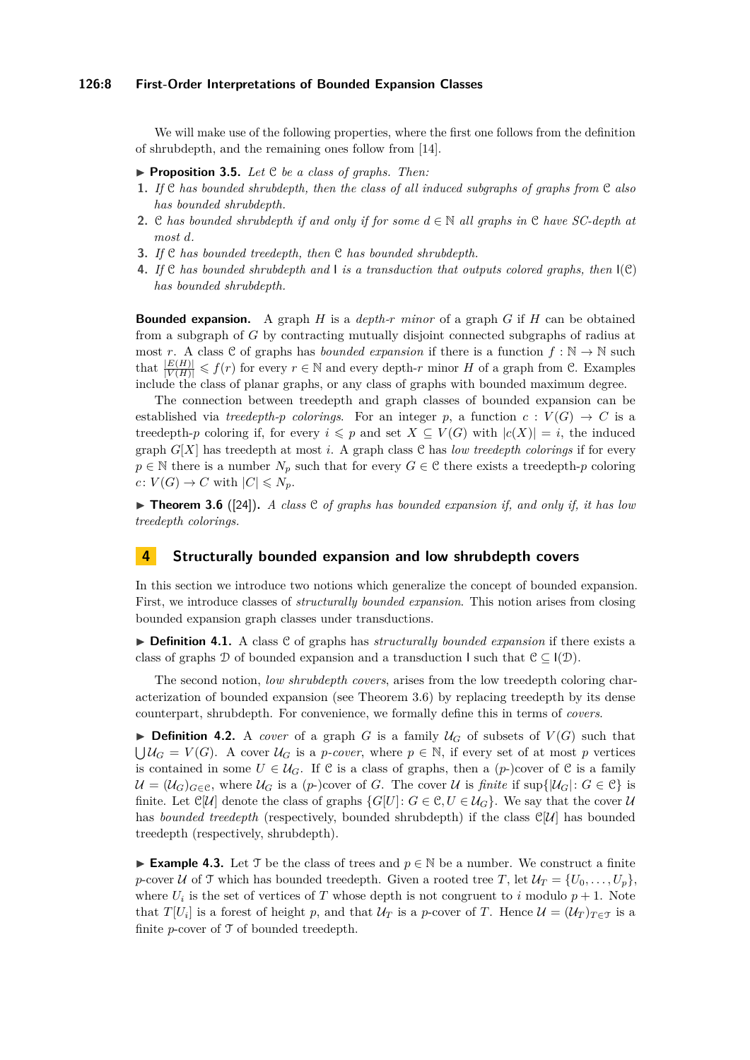We will make use of the following properties, where the first one follows from the definition of shrubdepth, and the remaining ones follow from [14].

▶ **Proposition 3.5.** *Let $\mathcal{C}$ be a class of graphs. Then:*

1. *If $\mathcal{C}$ has bounded shrubdepth, then the class of all induced subgraphs of graphs from $\mathcal{C}$ also has bounded shrubdepth.*
2. *$\mathcal{C}$ has bounded shrubdepth if and only if for some $d \in \mathbb{N}$ all graphs in $\mathcal{C}$ have SC-depth at most $d$.*
3. *If $\mathcal{C}$ has bounded treedepth, then $\mathcal{C}$ has bounded shrubdepth.*
4. *If $\mathcal{C}$ has bounded shrubdepth and $\mathsf{I}$ is a transduction that outputs colored graphs, then $\mathsf{I}(\mathcal{C})$ has bounded shrubdepth.*

**Bounded expansion.** A graph $H$ is a *depth-$r$ minor* of a graph $G$ if $H$ can be obtained from a subgraph of $G$ by contracting mutually disjoint connected subgraphs of radius at most $r$. A class $\mathcal{C}$ of graphs has *bounded expansion* if there is a function $f : \mathbb{N} \to \mathbb{N}$ such that $\frac{|E(H)|}{|V(H)|} \leqslant f(r)$ for every $r \in \mathbb{N}$ and every depth-$r$ minor $H$ of a graph from $\mathcal{C}$. Examples include the class of planar graphs, or any class of graphs with bounded maximum degree.

The connection between treedepth and graph classes of bounded expansion can be established via *treedepth-$p$ colorings*. For an integer $p$, a function $c : V(G) \to C$ is a treedepth-$p$ coloring if, for every $i \leqslant p$ and set $X \subseteq V(G)$ with $|c(X)| = i$, the induced graph $G[X]$ has treedepth at most $i$. A graph class $\mathcal{C}$ has *low treedepth colorings* if for every $p \in \mathbb{N}$ there is a number $N_p$ such that for every $G \in \mathcal{C}$ there exists a treedepth-$p$ coloring $c\colon V(G) \to C$ with $|C| \leqslant N_p$.

▶ **Theorem 3.6** ([24]). *A class $\mathcal{C}$ of graphs has bounded expansion if, and only if, it has low treedepth colorings.*

## 4 Structurally bounded expansion and low shrubdepth covers

In this section we introduce two notions which generalize the concept of bounded expansion. First, we introduce classes of *structurally bounded expansion*. This notion arises from closing bounded expansion graph classes under transductions.

▶ **Definition 4.1.** A class $\mathcal{C}$ of graphs has *structurally bounded expansion* if there exists a class of graphs $\mathcal{D}$ of bounded expansion and a transduction $\mathsf{I}$ such that $\mathcal{C} \subseteq \mathsf{I}(\mathcal{D})$.

The second notion, *low shrubdepth covers*, arises from the low treedepth coloring characterization of bounded expansion (see Theorem 3.6) by replacing treedepth by its dense counterpart, shrubdepth. For convenience, we formally define this in terms of *covers*.

▶ **Definition 4.2.** A *cover* of a graph $G$ is a family $\mathcal{U}_G$ of subsets of $V(G)$ such that $\bigcup \mathcal{U}_G = V(G)$. A cover $\mathcal{U}_G$ is a *$p$-cover*, where $p \in \mathbb{N}$, if every set of at most $p$ vertices is contained in some $U \in \mathcal{U}_G$. If $\mathcal{C}$ is a class of graphs, then a ($p$-)cover of $\mathcal{C}$ is a family $\mathcal{U} = (\mathcal{U}_G)_{G \in \mathcal{C}}$, where $\mathcal{U}_G$ is a ($p$-)cover of $G$. The cover $\mathcal{U}$ is *finite* if $\sup\{|\mathcal{U}_G|\colon G \in \mathcal{C}\}$ is finite. Let $\mathcal{C}[\mathcal{U}]$ denote the class of graphs $\{G[U]\colon G \in \mathcal{C}, U \in \mathcal{U}_G\}$. We say that the cover $\mathcal{U}$ has *bounded treedepth* (respectively, bounded shrubdepth) if the class $\mathcal{C}[\mathcal{U}]$ has bounded treedepth (respectively, shrubdepth).

▶ **Example 4.3.** Let $\mathcal{T}$ be the class of trees and $p \in \mathbb{N}$ be a number. We construct a finite $p$-cover $\mathcal{U}$ of $\mathcal{T}$ which has bounded treedepth. Given a rooted tree $T$, let $\mathcal{U}_T = \{U_0, \ldots, U_p\}$, where $U_i$ is the set of vertices of $T$ whose depth is not congruent to $i$ modulo $p + 1$. Note that $T[U_i]$ is a forest of height $p$, and that $\mathcal{U}_T$ is a $p$-cover of $T$. Hence $\mathcal{U} = (\mathcal{U}_T)_{T \in \mathcal{T}}$ is a finite $p$-cover of $\mathcal{T}$ of bounded treedepth.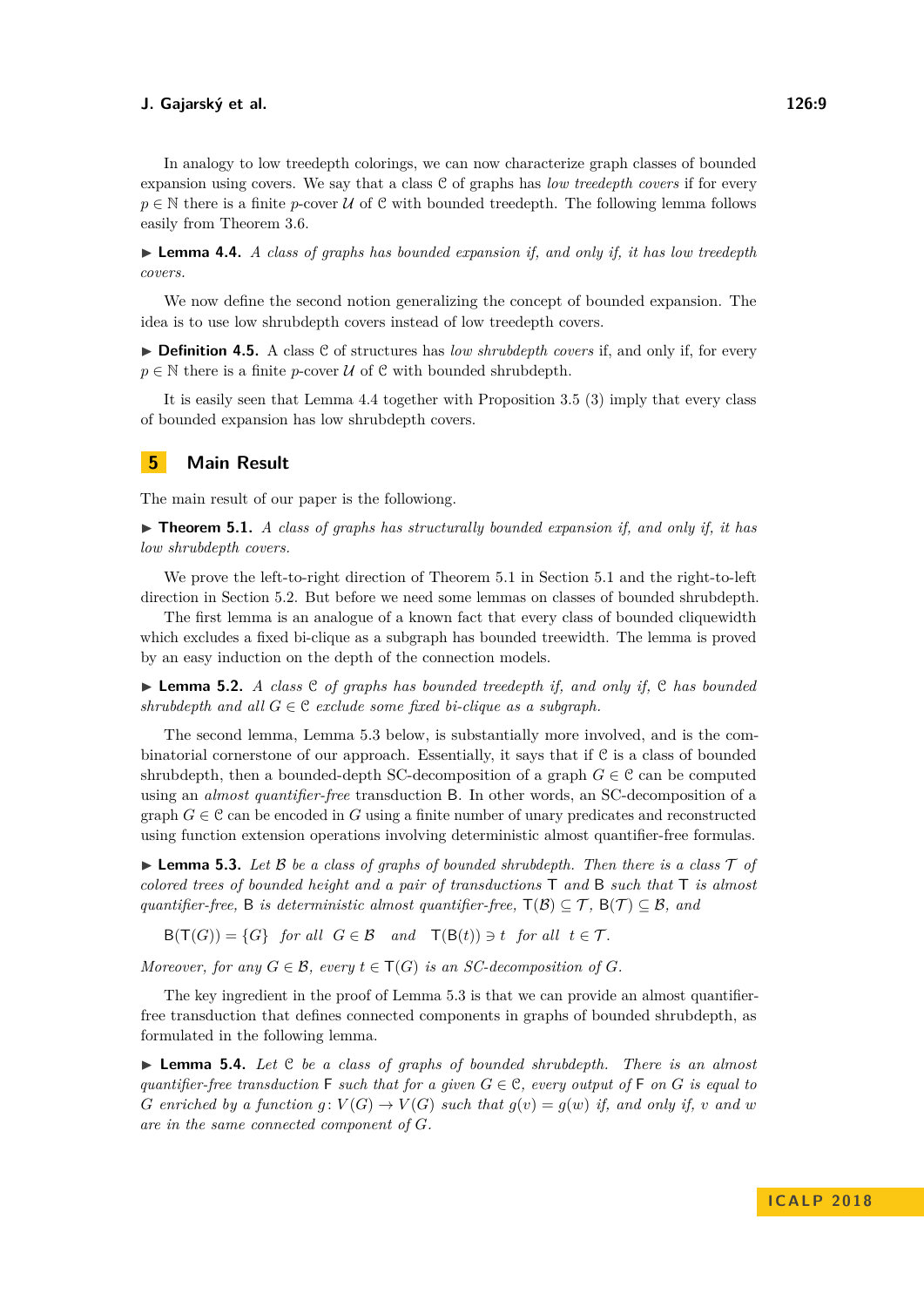In analogy to low treedepth colorings, we can now characterize graph classes of bounded expansion using covers. We say that a class $\mathcal{C}$ of graphs has *low treedepth covers* if for every $p \in \mathbb{N}$ there is a finite $p$-cover $\mathcal{U}$ of $\mathcal{C}$ with bounded treedepth. The following lemma follows easily from Theorem 3.6.

▶ **Lemma 4.4.** *A class of graphs has bounded expansion if, and only if, it has low treedepth covers.*

We now define the second notion generalizing the concept of bounded expansion. The idea is to use low shrubdepth covers instead of low treedepth covers.

▶ **Definition 4.5.** A class $\mathcal{C}$ of structures has *low shrubdepth covers* if, and only if, for every $p \in \mathbb{N}$ there is a finite $p$-cover $\mathcal{U}$ of $\mathcal{C}$ with bounded shrubdepth.

It is easily seen that Lemma 4.4 together with Proposition 3.5 (3) imply that every class of bounded expansion has low shrubdepth covers.

## 5 Main Result

The main result of our paper is the followiong.

▶ **Theorem 5.1.** *A class of graphs has structurally bounded expansion if, and only if, it has low shrubdepth covers.*

We prove the left-to-right direction of Theorem 5.1 in Section 5.1 and the right-to-left direction in Section 5.2. But before we need some lemmas on classes of bounded shrubdepth.

The first lemma is an analogue of a known fact that every class of bounded cliquewidth which excludes a fixed bi-clique as a subgraph has bounded treewidth. The lemma is proved by an easy induction on the depth of the connection models.

▶ **Lemma 5.2.** *A class $\mathcal{C}$ of graphs has bounded treedepth if, and only if, $\mathcal{C}$ has bounded shrubdepth and all $G \in \mathcal{C}$ exclude some fixed bi-clique as a subgraph.*

The second lemma, Lemma 5.3 below, is substantially more involved, and is the combinatorial cornerstone of our approach. Essentially, it says that if $\mathcal{C}$ is a class of bounded shrubdepth, then a bounded-depth SC-decomposition of a graph $G \in \mathcal{C}$ can be computed using an *almost quantifier-free* transduction $\mathsf{B}$. In other words, an SC-decomposition of a graph $G \in \mathcal{C}$ can be encoded in $G$ using a finite number of unary predicates and reconstructed using function extension operations involving deterministic almost quantifier-free formulas.

▶ **Lemma 5.3.** *Let $\mathcal{B}$ be a class of graphs of bounded shrubdepth. Then there is a class $\mathcal{T}$ of colored trees of bounded height and a pair of transductions $\mathsf{T}$ and $\mathsf{B}$ such that $\mathsf{T}$ is almost quantifier-free, $\mathsf{B}$ is deterministic almost quantifier-free, $\mathsf{T}(\mathcal{B}) \subseteq \mathcal{T}$, $\mathsf{B}(\mathcal{T}) \subseteq \mathcal{B}$, and*

$$\mathsf{B}(\mathsf{T}(G)) = \{G\} \quad \text{for all} \quad G \in \mathcal{B} \quad \text{and} \quad \mathsf{T}(\mathsf{B}(t)) \ni t \quad \text{for all} \quad t \in \mathcal{T}.$$

*Moreover, for any $G \in \mathcal{B}$, every $t \in \mathsf{T}(G)$ is an SC-decomposition of $G$.*

The key ingredient in the proof of Lemma 5.3 is that we can provide an almost quantifier-free transduction that defines connected components in graphs of bounded shrubdepth, as formulated in the following lemma.

▶ **Lemma 5.4.** *Let $\mathcal{C}$ be a class of graphs of bounded shrubdepth. There is an almost quantifier-free transduction $\mathsf{F}$ such that for a given $G \in \mathcal{C}$, every output of $\mathsf{F}$ on $G$ is equal to $G$ enriched by a function $g\colon V(G) \to V(G)$ such that $g(v) = g(w)$ if, and only if, $v$ and $w$ are in the same connected component of $G$.*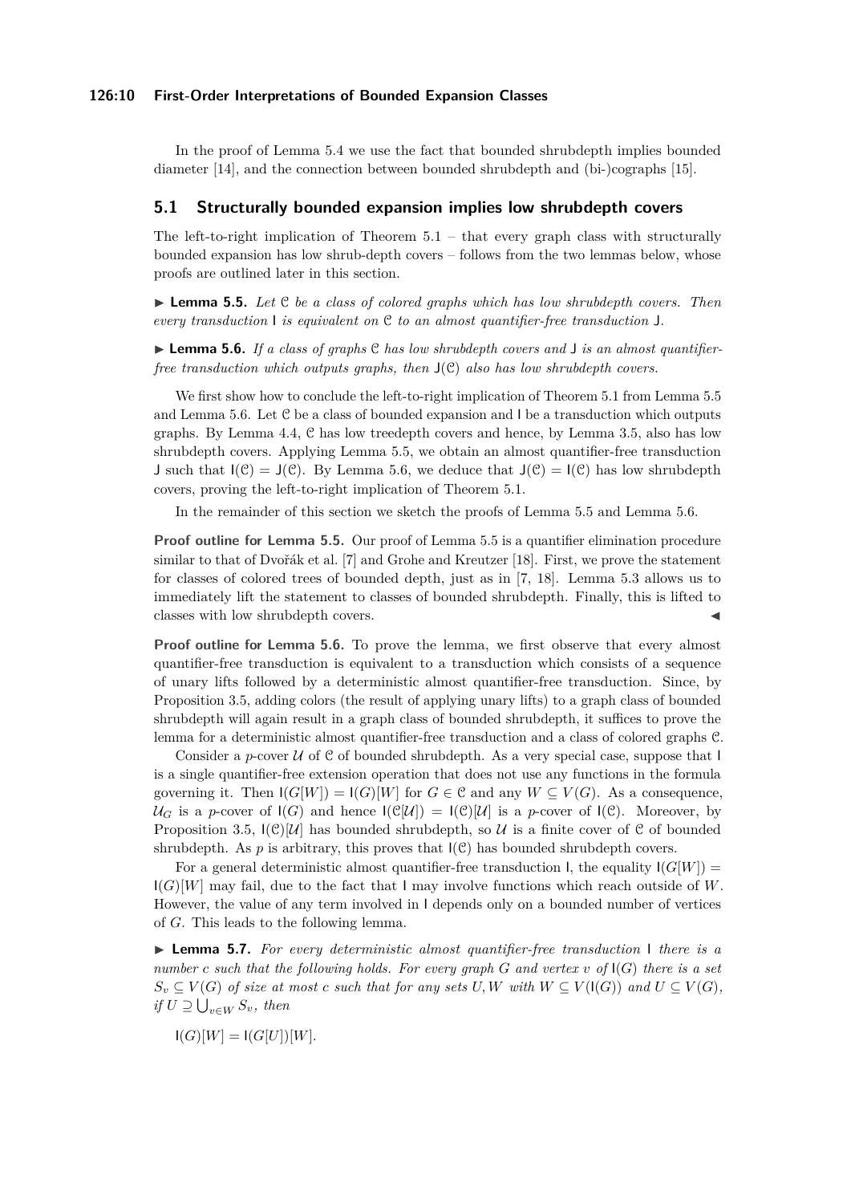In the proof of Lemma 5.4 we use the fact that bounded shrubdepth implies bounded diameter [14], and the connection between bounded shrubdepth and (bi-)cographs [15].

## 5.1 Structurally bounded expansion implies low shrubdepth covers

The left-to-right implication of Theorem 5.1 – that every graph class with structurally bounded expansion has low shrub-depth covers – follows from the two lemmas below, whose proofs are outlined later in this section.

▶ **Lemma 5.5.** *Let $\mathcal{C}$ be a class of colored graphs which has low shrubdepth covers. Then every transduction $\mathsf{I}$ is equivalent on $\mathcal{C}$ to an almost quantifier-free transduction $\mathsf{J}$.*

▶ **Lemma 5.6.** *If a class of graphs $\mathcal{C}$ has low shrubdepth covers and $\mathsf{J}$ is an almost quantifier-free transduction which outputs graphs, then $\mathsf{J}(\mathcal{C})$ also has low shrubdepth covers.*

We first show how to conclude the left-to-right implication of Theorem 5.1 from Lemma 5.5 and Lemma 5.6. Let $\mathcal{C}$ be a class of bounded expansion and $\mathsf{I}$ be a transduction which outputs graphs. By Lemma 4.4, $\mathcal{C}$ has low treedepth covers and hence, by Lemma 3.5, also has low shrubdepth covers. Applying Lemma 5.5, we obtain an almost quantifier-free transduction $\mathsf{J}$ such that $\mathsf{I}(\mathcal{C}) = \mathsf{J}(\mathcal{C})$. By Lemma 5.6, we deduce that $\mathsf{J}(\mathcal{C}) = \mathsf{I}(\mathcal{C})$ has low shrubdepth covers, proving the left-to-right implication of Theorem 5.1.

In the remainder of this section we sketch the proofs of Lemma 5.5 and Lemma 5.6.

**Proof outline for Lemma 5.5.** Our proof of Lemma 5.5 is a quantifier elimination procedure similar to that of Dvořák et al. [7] and Grohe and Kreutzer [18]. First, we prove the statement for classes of colored trees of bounded depth, just as in [7, 18]. Lemma 5.3 allows us to immediately lift the statement to classes of bounded shrubdepth. Finally, this is lifted to classes with low shrubdepth covers. ◀

**Proof outline for Lemma 5.6.** To prove the lemma, we first observe that every almost quantifier-free transduction is equivalent to a transduction which consists of a sequence of unary lifts followed by a deterministic almost quantifier-free transduction. Since, by Proposition 3.5, adding colors (the result of applying unary lifts) to a graph class of bounded shrubdepth will again result in a graph class of bounded shrubdepth, it suffices to prove the lemma for a deterministic almost quantifier-free transduction and a class of colored graphs $\mathcal{C}$.

Consider a $p$-cover $\mathcal{U}$ of $\mathcal{C}$ of bounded shrubdepth. As a very special case, suppose that $\mathsf{I}$ is a single quantifier-free extension operation that does not use any functions in the formula governing it. Then $\mathsf{I}(G[W]) = \mathsf{I}(G)[W]$ for $G \in \mathcal{C}$ and any $W \subseteq V(G)$. As a consequence, $\mathcal{U}_G$ is a $p$-cover of $\mathsf{I}(G)$ and hence $\mathsf{I}(\mathcal{C}[\mathcal{U}]) = \mathsf{I}(\mathcal{C})[\mathcal{U}]$ is a $p$-cover of $\mathsf{I}(\mathcal{C})$. Moreover, by Proposition 3.5, $\mathsf{I}(\mathcal{C})[\mathcal{U}]$ has bounded shrubdepth, so $\mathcal{U}$ is a finite cover of $\mathcal{C}$ of bounded shrubdepth. As $p$ is arbitrary, this proves that $\mathsf{I}(\mathcal{C})$ has bounded shrubdepth covers.

For a general deterministic almost quantifier-free transduction $\mathsf{I}$, the equality $\mathsf{I}(G[W]) = \mathsf{I}(G)[W]$ may fail, due to the fact that $\mathsf{I}$ may involve functions which reach outside of $W$. However, the value of any term involved in $\mathsf{I}$ depends only on a bounded number of vertices of $G$. This leads to the following lemma.

▶ **Lemma 5.7.** *For every deterministic almost quantifier-free transduction $\mathsf{I}$ there is a number $c$ such that the following holds. For every graph $G$ and vertex $v$ of $\mathsf{I}(G)$ there is a set $S_v \subseteq V(G)$ of size at most $c$ such that for any sets $U, W$ with $W \subseteq V(\mathsf{I}(G))$ and $U \subseteq V(G)$, if $U \supseteq \bigcup_{v \in W} S_v$, then*

$$\mathsf{I}(G)[W] = \mathsf{I}(G[U])[W].$$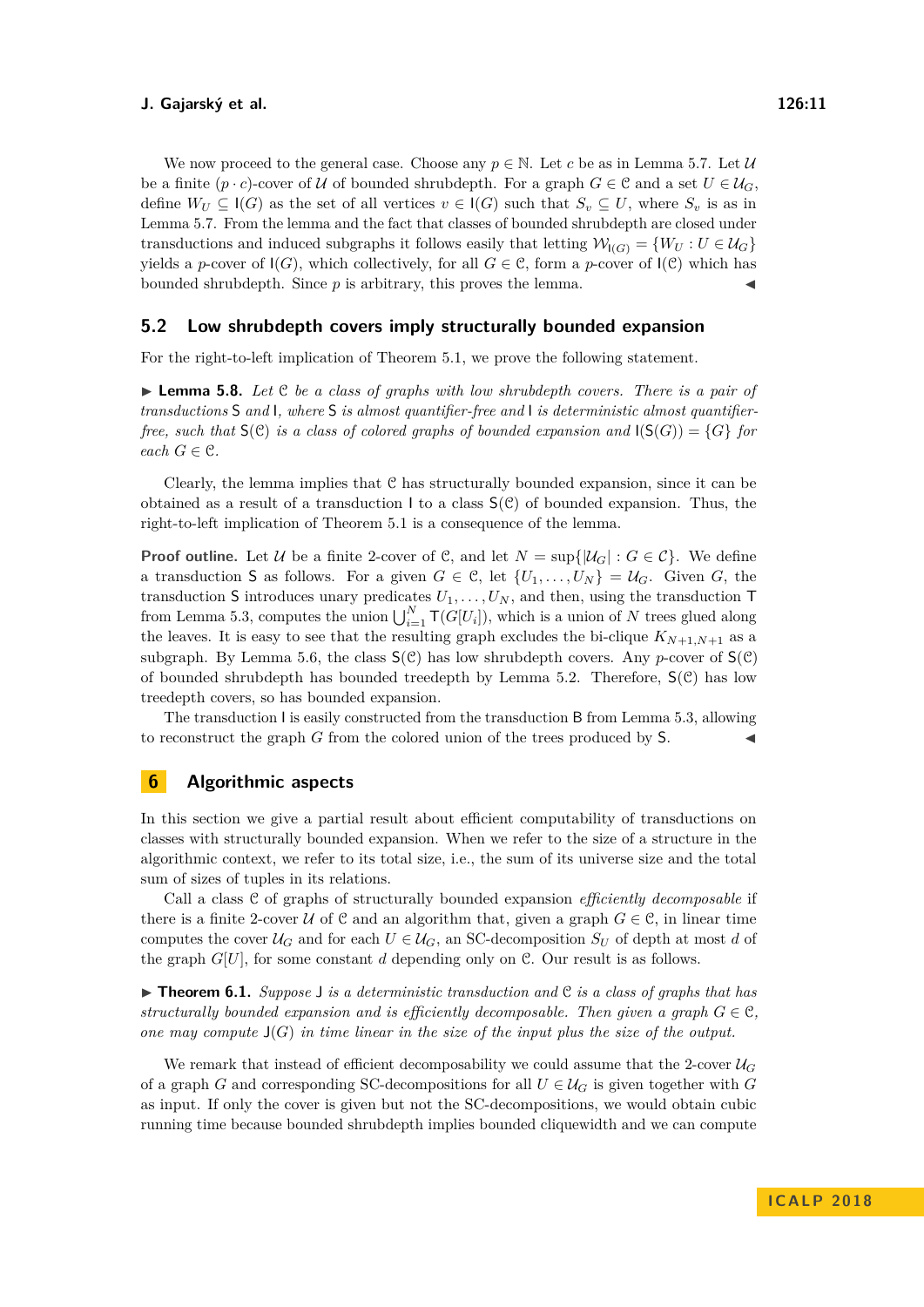We now proceed to the general case. Choose any $p \in \mathbb{N}$. Let $c$ be as in Lemma 5.7. Let $\mathcal{U}$ be a finite $(p \cdot c)$-cover of $\mathcal{U}$ of bounded shrubdepth. For a graph $G \in \mathcal{C}$ and a set $U \in \mathcal{U}_G$, define $W_U \subseteq \mathsf{I}(G)$ as the set of all vertices $v \in \mathsf{I}(G)$ such that $S_v \subseteq U$, where $S_v$ is as in Lemma 5.7. From the lemma and the fact that classes of bounded shrubdepth are closed under transductions and induced subgraphs it follows easily that letting $\mathcal{W}_{\mathsf{I}(G)} = \{W_U : U \in \mathcal{U}_G\}$ yields a $p$-cover of $\mathsf{I}(G)$, which collectively, for all $G \in \mathcal{C}$, form a $p$-cover of $\mathsf{I}(\mathcal{C})$ which has bounded shrubdepth. Since $p$ is arbitrary, this proves the lemma. ◀

## 5.2 Low shrubdepth covers imply structurally bounded expansion

For the right-to-left implication of Theorem 5.1, we prove the following statement.

▶ **Lemma 5.8.** *Let $\mathcal{C}$ be a class of graphs with low shrubdepth covers. There is a pair of transductions $\mathsf{S}$ and $\mathsf{I}$, where $\mathsf{S}$ is almost quantifier-free and $\mathsf{I}$ is deterministic almost quantifier-free, such that $\mathsf{S}(\mathcal{C})$ is a class of colored graphs of bounded expansion and $\mathsf{I}(\mathsf{S}(G)) = \{G\}$ for each $G \in \mathcal{C}$.*

Clearly, the lemma implies that $\mathcal{C}$ has structurally bounded expansion, since it can be obtained as a result of a transduction $\mathsf{I}$ to a class $\mathsf{S}(\mathcal{C})$ of bounded expansion. Thus, the right-to-left implication of Theorem 5.1 is a consequence of the lemma.

**Proof outline.** Let $\mathcal{U}$ be a finite 2-cover of $\mathcal{C}$, and let $N = \sup\{|\mathcal{U}_G| : G \in \mathcal{C}\}$. We define a transduction $\mathsf{S}$ as follows. For a given $G \in \mathcal{C}$, let $\{U_1, \ldots, U_N\} = \mathcal{U}_G$. Given $G$, the transduction $\mathsf{S}$ introduces unary predicates $U_1, \ldots, U_N$, and then, using the transduction $\mathsf{T}$ from Lemma 5.3, computes the union $\bigcup_{i=1}^{N} \mathsf{T}(G[U_i])$, which is a union of $N$ trees glued along the leaves. It is easy to see that the resulting graph excludes the bi-clique $K_{N+1,N+1}$ as a subgraph. By Lemma 5.6, the class $\mathsf{S}(\mathcal{C})$ has low shrubdepth covers. Any $p$-cover of $\mathsf{S}(\mathcal{C})$ of bounded shrubdepth has bounded treedepth by Lemma 5.2. Therefore, $\mathsf{S}(\mathcal{C})$ has low treedepth covers, so has bounded expansion.

The transduction $\mathsf{I}$ is easily constructed from the transduction $\mathsf{B}$ from Lemma 5.3, allowing to reconstruct the graph $G$ from the colored union of the trees produced by $\mathsf{S}$. ◀

# 6 Algorithmic aspects

In this section we give a partial result about efficient computability of transductions on classes with structurally bounded expansion. When we refer to the size of a structure in the algorithmic context, we refer to its total size, i.e., the sum of its universe size and the total sum of sizes of tuples in its relations.

Call a class $\mathcal{C}$ of graphs of structurally bounded expansion *efficiently decomposable* if there is a finite 2-cover $\mathcal{U}$ of $\mathcal{C}$ and an algorithm that, given a graph $G \in \mathcal{C}$, in linear time computes the cover $\mathcal{U}_G$ and for each $U \in \mathcal{U}_G$, an SC-decomposition $S_U$ of depth at most $d$ of the graph $G[U]$, for some constant $d$ depending only on $\mathcal{C}$. Our result is as follows.

▶ **Theorem 6.1.** *Suppose $\mathsf{J}$ is a deterministic transduction and $\mathcal{C}$ is a class of graphs that has structurally bounded expansion and is efficiently decomposable. Then given a graph $G \in \mathcal{C}$, one may compute $\mathsf{J}(G)$ in time linear in the size of the input plus the size of the output.*

We remark that instead of efficient decomposability we could assume that the 2-cover $\mathcal{U}_G$ of a graph $G$ and corresponding SC-decompositions for all $U \in \mathcal{U}_G$ is given together with $G$ as input. If only the cover is given but not the SC-decompositions, we would obtain cubic running time because bounded shrubdepth implies bounded cliquewidth and we can compute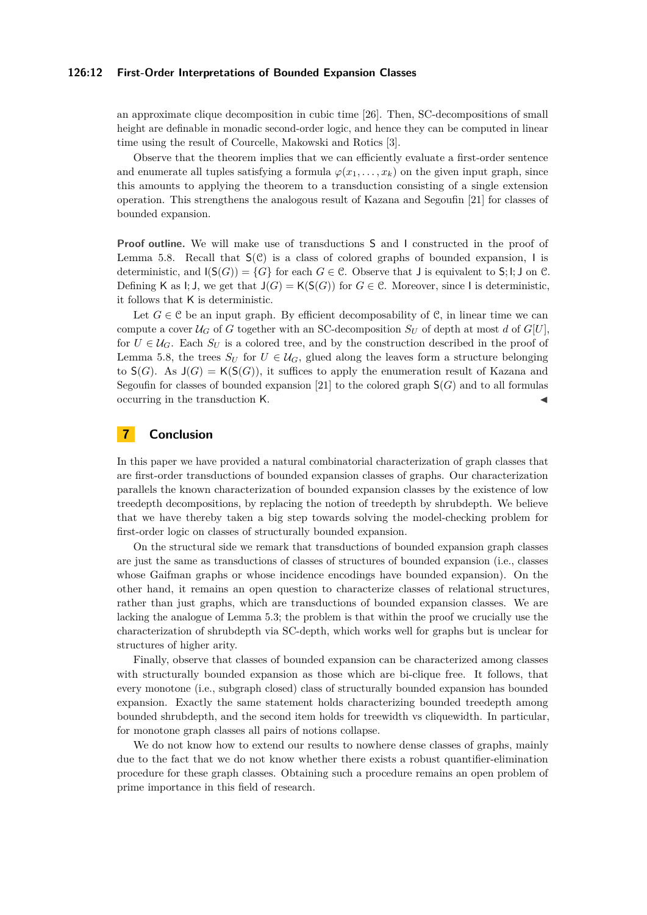an approximate clique decomposition in cubic time [26]. Then, SC-decompositions of small height are definable in monadic second-order logic, and hence they can be computed in linear time using the result of Courcelle, Makowski and Rotics [3].

Observe that the theorem implies that we can efficiently evaluate a first-order sentence and enumerate all tuples satisfying a formula $\varphi(x_1, \ldots, x_k)$ on the given input graph, since this amounts to applying the theorem to a transduction consisting of a single extension operation. This strengthens the analogous result of Kazana and Segoufin [21] for classes of bounded expansion.

**Proof outline.** We will make use of transductions $\mathsf{S}$ and $\mathsf{I}$ constructed in the proof of Lemma 5.8. Recall that $\mathsf{S}(\mathcal{C})$ is a class of colored graphs of bounded expansion, $\mathsf{I}$ is deterministic, and $\mathsf{I}(\mathsf{S}(G)) = \{G\}$ for each $G \in \mathcal{C}$. Observe that $\mathsf{J}$ is equivalent to $\mathsf{S}; \mathsf{I}; \mathsf{J}$ on $\mathcal{C}$. Defining $\mathsf{K}$ as $\mathsf{I}; \mathsf{J}$, we get that $\mathsf{J}(G) = \mathsf{K}(\mathsf{S}(G))$ for $G \in \mathcal{C}$. Moreover, since $\mathsf{I}$ is deterministic, it follows that $\mathsf{K}$ is deterministic.

Let $G \in \mathcal{C}$ be an input graph. By efficient decomposability of $\mathcal{C}$, in linear time we can compute a cover $\mathcal{U}_G$ of $G$ together with an SC-decomposition $S_U$ of depth at most $d$ of $G[U]$, for $U \in \mathcal{U}_G$. Each $S_U$ is a colored tree, and by the construction described in the proof of Lemma 5.8, the trees $S_U$ for $U \in \mathcal{U}_G$, glued along the leaves form a structure belonging to $\mathsf{S}(G)$. As $\mathsf{J}(G) = \mathsf{K}(\mathsf{S}(G))$, it suffices to apply the enumeration result of Kazana and Segoufin for classes of bounded expansion [21] to the colored graph $\mathsf{S}(G)$ and to all formulas occurring in the transduction $\mathsf{K}$. ◀

## 7 Conclusion

In this paper we have provided a natural combinatorial characterization of graph classes that are first-order transductions of bounded expansion classes of graphs. Our characterization parallels the known characterization of bounded expansion classes by the existence of low treedepth decompositions, by replacing the notion of treedepth by shrubdepth. We believe that we have thereby taken a big step towards solving the model-checking problem for first-order logic on classes of structurally bounded expansion.

On the structural side we remark that transductions of bounded expansion graph classes are just the same as transductions of classes of structures of bounded expansion (i.e., classes whose Gaifman graphs or whose incidence encodings have bounded expansion). On the other hand, it remains an open question to characterize classes of relational structures, rather than just graphs, which are transductions of bounded expansion classes. We are lacking the analogue of Lemma 5.3; the problem is that within the proof we crucially use the characterization of shrubdepth via SC-depth, which works well for graphs but is unclear for structures of higher arity.

Finally, observe that classes of bounded expansion can be characterized among classes with structurally bounded expansion as those which are bi-clique free. It follows, that every monotone (i.e., subgraph closed) class of structurally bounded expansion has bounded expansion. Exactly the same statement holds characterizing bounded treedepth among bounded shrubdepth, and the second item holds for treewidth vs cliquewidth. In particular, for monotone graph classes all pairs of notions collapse.

We do not know how to extend our results to nowhere dense classes of graphs, mainly due to the fact that we do not know whether there exists a robust quantifier-elimination procedure for these graph classes. Obtaining such a procedure remains an open problem of prime importance in this field of research.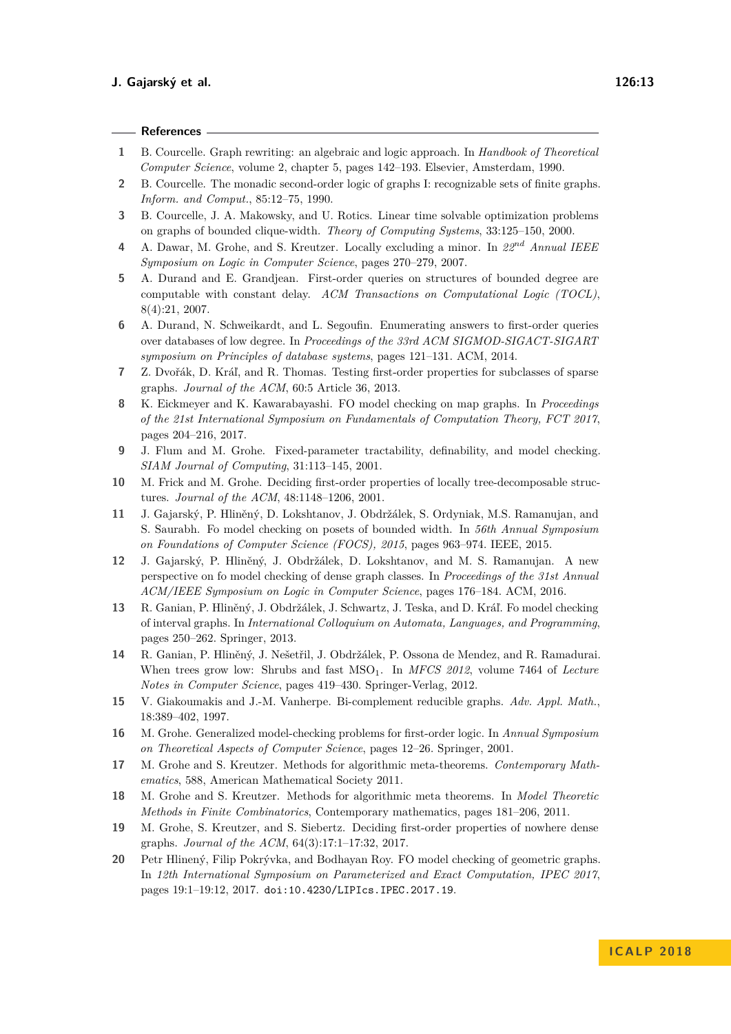## References

1. B. Courcelle. Graph rewriting: an algebraic and logic approach. In *Handbook of Theoretical Computer Science*, volume 2, chapter 5, pages 142–193. Elsevier, Amsterdam, 1990.
2. B. Courcelle. The monadic second-order logic of graphs I: recognizable sets of finite graphs. *Inform. and Comput.*, 85:12–75, 1990.
3. B. Courcelle, J. A. Makowsky, and U. Rotics. Linear time solvable optimization problems on graphs of bounded clique-width. *Theory of Computing Systems*, 33:125–150, 2000.
4. A. Dawar, M. Grohe, and S. Kreutzer. Locally excluding a minor. In *$22^{nd}$ Annual IEEE Symposium on Logic in Computer Science*, pages 270–279, 2007.
5. A. Durand and E. Grandjean. First-order queries on structures of bounded degree are computable with constant delay. *ACM Transactions on Computational Logic (TOCL)*, 8(4):21, 2007.
6. A. Durand, N. Schweikardt, and L. Segoufin. Enumerating answers to first-order queries over databases of low degree. In *Proceedings of the 33rd ACM SIGMOD-SIGACT-SIGART symposium on Principles of database systems*, pages 121–131. ACM, 2014.
7. Z. Dvořák, D. Kráľ, and R. Thomas. Testing first-order properties for subclasses of sparse graphs. *Journal of the ACM*, 60:5 Article 36, 2013.
8. K. Eickmeyer and K. Kawarabayashi. FO model checking on map graphs. In *Proceedings of the 21st International Symposium on Fundamentals of Computation Theory, FCT 2017*, pages 204–216, 2017.
9. J. Flum and M. Grohe. Fixed-parameter tractability, definability, and model checking. *SIAM Journal of Computing*, 31:113–145, 2001.
10. M. Frick and M. Grohe. Deciding first-order properties of locally tree-decomposable structures. *Journal of the ACM*, 48:1148–1206, 2001.
11. J. Gajarský, P. Hliněný, D. Lokshtanov, J. Obdržálek, S. Ordyniak, M.S. Ramanujan, and S. Saurabh. Fo model checking on posets of bounded width. In *56th Annual Symposium on Foundations of Computer Science (FOCS), 2015*, pages 963–974. IEEE, 2015.
12. J. Gajarský, P. Hliněný, J. Obdržálek, D. Lokshtanov, and M. S. Ramanujan. A new perspective on fo model checking of dense graph classes. In *Proceedings of the 31st Annual ACM/IEEE Symposium on Logic in Computer Science*, pages 176–184. ACM, 2016.
13. R. Ganian, P. Hliněný, J. Obdržálek, J. Schwartz, J. Teska, and D. Kráľ. Fo model checking of interval graphs. In *International Colloquium on Automata, Languages, and Programming*, pages 250–262. Springer, 2013.
14. R. Ganian, P. Hliněný, J. Nešetřil, J. Obdržálek, P. Ossona de Mendez, and R. Ramadurai. When trees grow low: Shrubs and fast $\mathrm{MSO}_1$. In *MFCS 2012*, volume 7464 of *Lecture Notes in Computer Science*, pages 419–430. Springer-Verlag, 2012.
15. V. Giakoumakis and J.-M. Vanherpe. Bi-complement reducible graphs. *Adv. Appl. Math.*, 18:389–402, 1997.
16. M. Grohe. Generalized model-checking problems for first-order logic. In *Annual Symposium on Theoretical Aspects of Computer Science*, pages 12–26. Springer, 2001.
17. M. Grohe and S. Kreutzer. Methods for algorithmic meta-theorems. *Contemporary Mathematics*, 588, American Mathematical Society 2011.
18. M. Grohe and S. Kreutzer. Methods for algorithmic meta theorems. In *Model Theoretic Methods in Finite Combinatorics*, Contemporary mathematics, pages 181–206, 2011.
19. M. Grohe, S. Kreutzer, and S. Siebertz. Deciding first-order properties of nowhere dense graphs. *Journal of the ACM*, 64(3):17:1–17:32, 2017.
20. Petr Hlinený, Filip Pokrývka, and Bodhayan Roy. FO model checking of geometric graphs. In *12th International Symposium on Parameterized and Exact Computation, IPEC 2017*, pages 19:1–19:12, 2017. doi:10.4230/LIPIcs.IPEC.2017.19.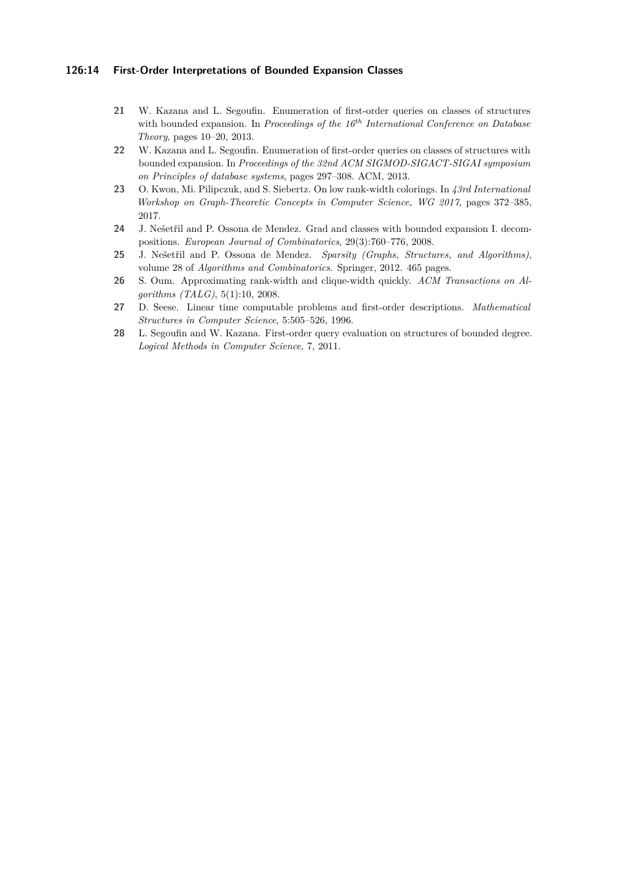21 W. Kazana and L. Segoufin. Enumeration of first-order queries on classes of structures with bounded expansion. In *Proceedings of the 16$^{th}$ International Conference on Database Theory*, pages 10–20, 2013.

22 W. Kazana and L. Segoufin. Enumeration of first-order queries on classes of structures with bounded expansion. In *Proceedings of the 32nd ACM SIGMOD-SIGACT-SIGAI symposium on Principles of database systems*, pages 297–308. ACM, 2013.

23 O. Kwon, Mi. Pilipczuk, and S. Siebertz. On low rank-width colorings. In *43rd International Workshop on Graph-Theoretic Concepts in Computer Science, WG 2017*, pages 372–385, 2017.

24 J. Nešetřil and P. Ossona de Mendez. Grad and classes with bounded expansion I. decompositions. *European Journal of Combinatorics*, 29(3):760–776, 2008.

25 J. Nešetřil and P. Ossona de Mendez. *Sparsity (Graphs, Structures, and Algorithms)*, volume 28 of *Algorithms and Combinatorics*. Springer, 2012. 465 pages.

26 S. Oum. Approximating rank-width and clique-width quickly. *ACM Transactions on Algorithms (TALG)*, 5(1):10, 2008.

27 D. Seese. Linear time computable problems and first-order descriptions. *Mathematical Structures in Computer Science*, 5:505–526, 1996.

28 L. Segoufin and W. Kazana. First-order query evaluation on structures of bounded degree. *Logical Methods in Computer Science*, 7, 2011.